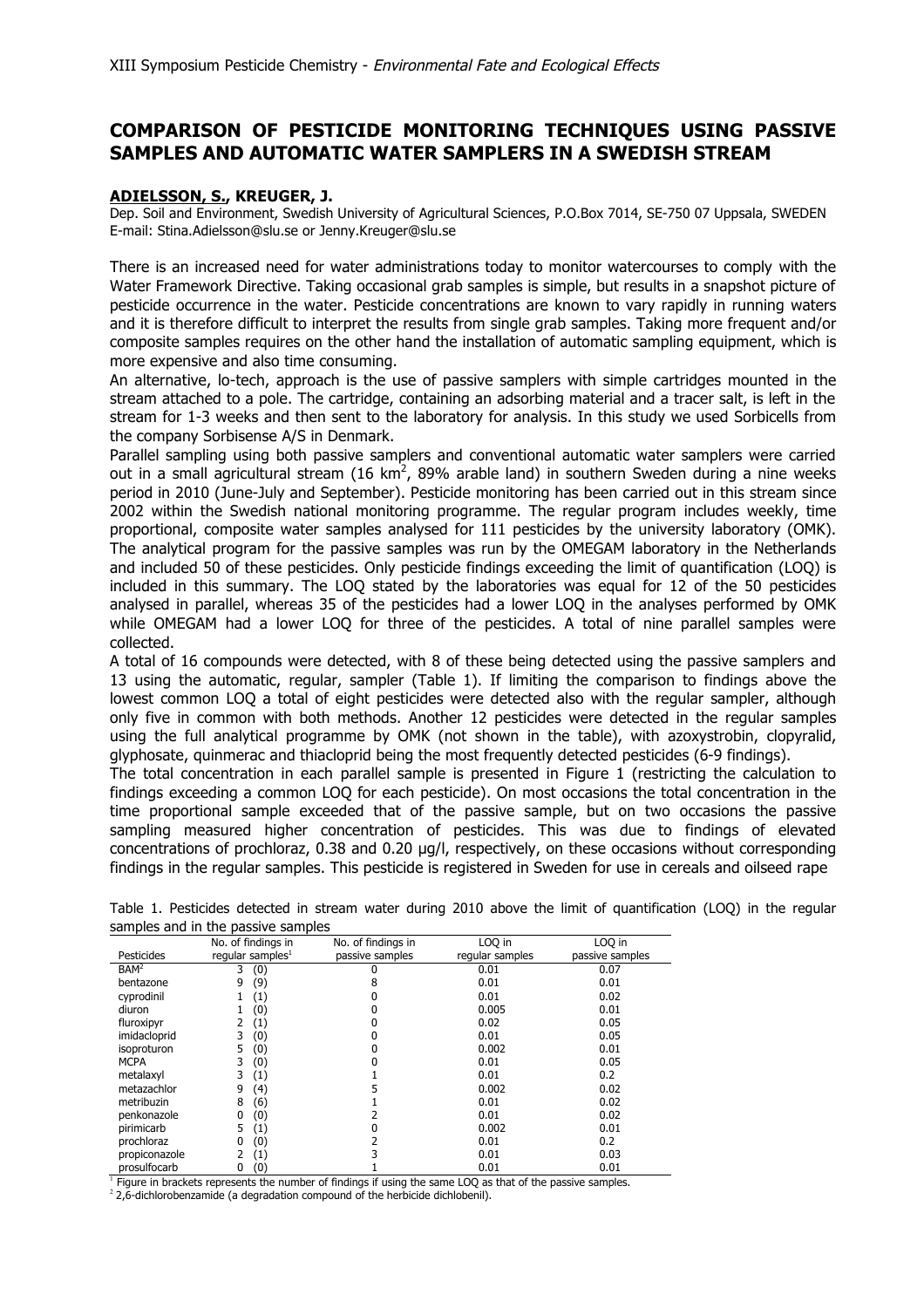# COMPARISON OF PESTICIDE MONITORING TECHNIQUES USING PASSIVE SAMPLES AND AUTOMATIC WATER SAMPLERS IN A SWEDISH STREAM

**ADIELSSON, S., KREUGER, J.**

Dep. Soil and Environment, Swedish University of Agricultural Sciences, P.O.Box 7014, SE-750 07 Uppsala, SWEDEN
E-mail: Stina.Adielsson@slu.se or Jenny.Kreuger@slu.se

There is an increased need for water administrations today to monitor watercourses to comply with the Water Framework Directive. Taking occasional grab samples is simple, but results in a snapshot picture of pesticide occurrence in the water. Pesticide concentrations are known to vary rapidly in running waters and it is therefore difficult to interpret the results from single grab samples. Taking more frequent and/or composite samples requires on the other hand the installation of automatic sampling equipment, which is more expensive and also time consuming.

An alternative, lo-tech, approach is the use of passive samplers with simple cartridges mounted in the stream attached to a pole. The cartridge, containing an adsorbing material and a tracer salt, is left in the stream for 1-3 weeks and then sent to the laboratory for analysis. In this study we used Sorbicells from the company Sorbisense A/S in Denmark.

Parallel sampling using both passive samplers and conventional automatic water samplers were carried out in a small agricultural stream (16 km$^2$, 89% arable land) in southern Sweden during a nine weeks period in 2010 (June-July and September). Pesticide monitoring has been carried out in this stream since 2002 within the Swedish national monitoring programme. The regular program includes weekly, time proportional, composite water samples analysed for 111 pesticides by the university laboratory (OMK). The analytical program for the passive samples was run by the OMEGAM laboratory in the Netherlands and included 50 of these pesticides. Only pesticide findings exceeding the limit of quantification (LOQ) is included in this summary. The LOQ stated by the laboratories was equal for 12 of the 50 pesticides analysed in parallel, whereas 35 of the pesticides had a lower LOQ in the analyses performed by OMK while OMEGAM had a lower LOQ for three of the pesticides. A total of nine parallel samples were collected.

A total of 16 compounds were detected, with 8 of these being detected using the passive samplers and 13 using the automatic, regular, sampler (Table 1). If limiting the comparison to findings above the lowest common LOQ a total of eight pesticides were detected also with the regular sampler, although only five in common with both methods. Another 12 pesticides were detected in the regular samples using the full analytical programme by OMK (not shown in the table), with azoxystrobin, clopyralid, glyphosate, quinmerac and thiacloprid being the most frequently detected pesticides (6-9 findings).

The total concentration in each parallel sample is presented in Figure 1 (restricting the calculation to findings exceeding a common LOQ for each pesticide). On most occasions the total concentration in the time proportional sample exceeded that of the passive sample, but on two occasions the passive sampling measured higher concentration of pesticides. This was due to findings of elevated concentrations of prochloraz, 0.38 and 0.20 µg/l, respectively, on these occasions without corresponding findings in the regular samples. This pesticide is registered in Sweden for use in cereals and oilseed rape

Table 1. Pesticides detected in stream water during 2010 above the limit of quantification (LOQ) in the regular samples and in the passive samples

| Pesticides | No. of findings in regular samples[1] | No. of findings in passive samples | LOQ in regular samples | LOQ in passive samples |
|---|---|---|---|---|
| BAM[2] | 3 (0) | 0 | 0.01 | 0.07 |
| bentazone | 9 (9) | 8 | 0.01 | 0.01 |
| cyprodinil | 1 (1) | 0 | 0.01 | 0.02 |
| diuron | 1 (0) | 0 | 0.005 | 0.01 |
| fluroxipyr | 2 (1) | 0 | 0.02 | 0.05 |
| imidacloprid | 3 (0) | 0 | 0.01 | 0.05 |
| isoproturon | 5 (0) | 0 | 0.002 | 0.01 |
| MCPA | 3 (0) | 0 | 0.01 | 0.05 |
| metalaxyl | 3 (1) | 1 | 0.01 | 0.2 |
| metazachlor | 9 (4) | 5 | 0.002 | 0.02 |
| metribuzin | 8 (6) | 1 | 0.01 | 0.02 |
| penkonazole | 0 (0) | 2 | 0.01 | 0.02 |
| pirimicarb | 5 (1) | 0 | 0.002 | 0.01 |
| prochloraz | 0 (0) | 2 | 0.01 | 0.2 |
| propiconazole | 2 (1) | 3 | 0.01 | 0.03 |
| prosulfocarb | 0 (0) | 1 | 0.01 | 0.01 |

[1] Figure in brackets represents the number of findings if using the same LOQ as that of the passive samples.
[2] 2,6-dichlorobenzamide (a degradation compound of the herbicide dichlobenil).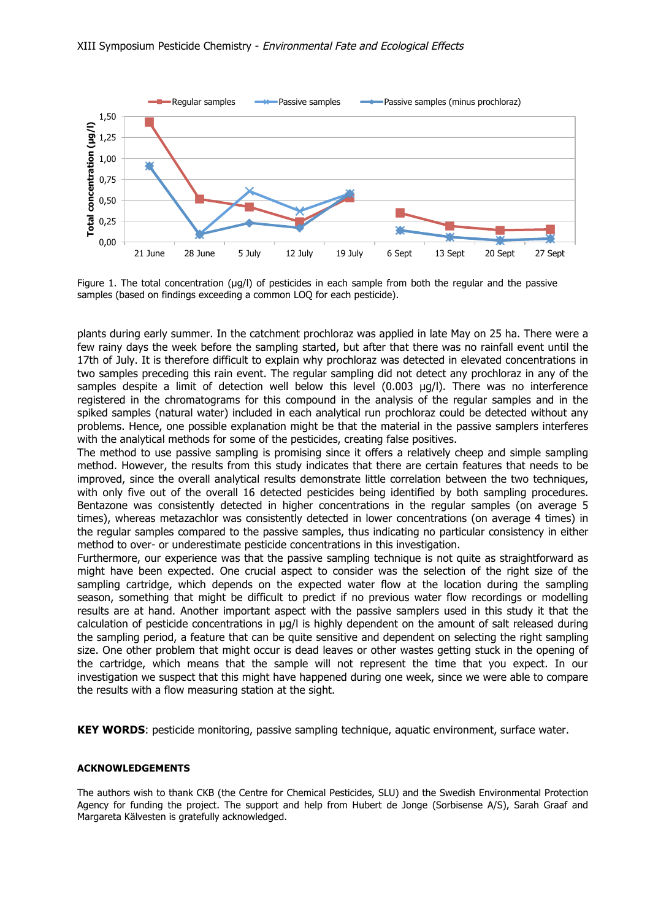Regular samples
Passive samples
Passive samples (minus prochloraz)

Total concentration (µg/l)

1,50
1,25
1,00
0,75
0,50
0,25
0,00

21 June
28 June
5 July
12 July
19 July
6 Sept
13 Sept
20 Sept
27 Sept

Figure 1. The total concentration (µg/l) of pesticides in each sample from both the regular and the passive samples (based on findings exceeding a common LOQ for each pesticide).

plants during early summer. In the catchment prochloraz was applied in late May on 25 ha. There were a few rainy days the week before the sampling started, but after that there was no rainfall event until the 17th of July. It is therefore difficult to explain why prochloraz was detected in elevated concentrations in two samples preceding this rain event. The regular sampling did not detect any prochloraz in any of the samples despite a limit of detection well below this level (0.003 µg/l). There was no interference registered in the chromatograms for this compound in the analysis of the regular samples and in the spiked samples (natural water) included in each analytical run prochloraz could be detected without any problems. Hence, one possible explanation might be that the material in the passive samplers interferes with the analytical methods for some of the pesticides, creating false positives.

The method to use passive sampling is promising since it offers a relatively cheep and simple sampling method. However, the results from this study indicates that there are certain features that needs to be improved, since the overall analytical results demonstrate little correlation between the two techniques, with only five out of the overall 16 detected pesticides being identified by both sampling procedures. Bentazone was consistently detected in higher concentrations in the regular samples (on average 5 times), whereas metazachlor was consistently detected in lower concentrations (on average 4 times) in the regular samples compared to the passive samples, thus indicating no particular consistency in either method to over- or underestimate pesticide concentrations in this investigation.

Furthermore, our experience was that the passive sampling technique is not quite as straightforward as might have been expected. One crucial aspect to consider was the selection of the right size of the sampling cartridge, which depends on the expected water flow at the location during the sampling season, something that might be difficult to predict if no previous water flow recordings or modelling results are at hand. Another important aspect with the passive samplers used in this study it that the calculation of pesticide concentrations in µg/l is highly dependent on the amount of salt released during the sampling period, a feature that can be quite sensitive and dependent on selecting the right sampling size. One other problem that might occur is dead leaves or other wastes getting stuck in the opening of the cartridge, which means that the sample will not represent the time that you expect. In our investigation we suspect that this might have happened during one week, since we were able to compare the results with a flow measuring station at the sight.

**KEY WORDS**: pesticide monitoring, passive sampling technique, aquatic environment, surface water.

#### ACKNOWLEDGEMENTS

The authors wish to thank CKB (the Centre for Chemical Pesticides, SLU) and the Swedish Environmental Protection Agency for funding the project. The support and help from Hubert de Jonge (Sorbisense A/S), Sarah Graaf and Margareta Kälvesten is gratefully acknowledged.